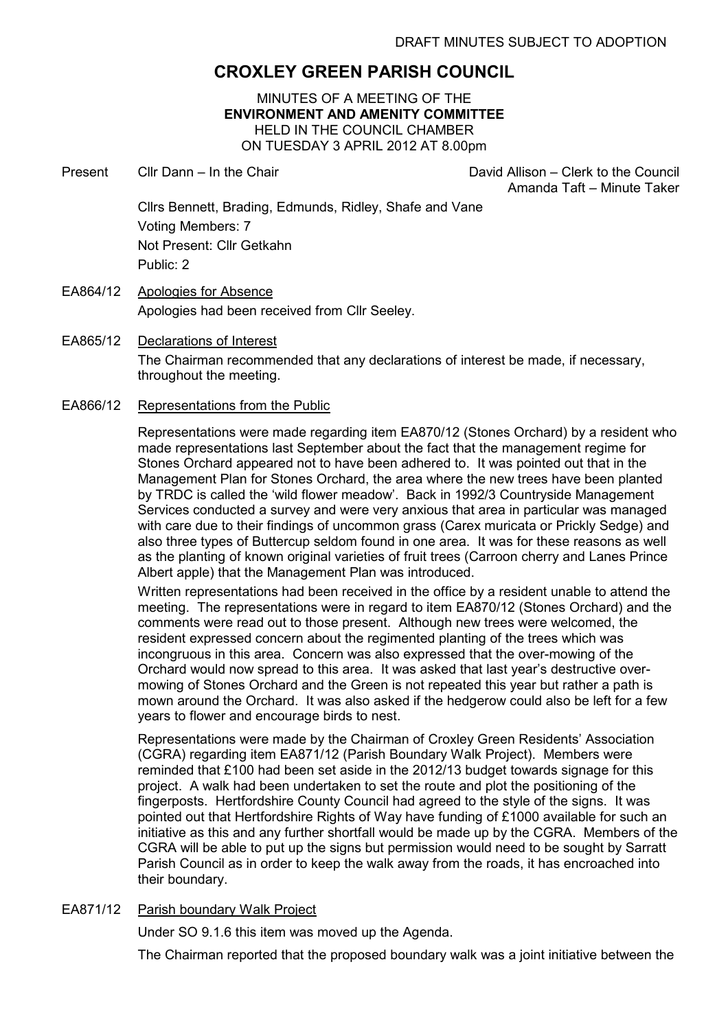DRAFT MINUTES SUBJECT TO ADOPTION

# CROXLEY GREEN PARISH COUNCIL

MINUTES OF A MEETING OF THE
**ENVIRONMENT AND AMENITY COMMITTEE**
HELD IN THE COUNCIL CHAMBER
ON TUESDAY 3 APRIL 2012 AT 8.00pm

Present Cllr Dann – In the Chair

David Allison – Clerk to the Council
Amanda Taft – Minute Taker

Cllrs Bennett, Brading, Edmunds, Ridley, Shafe and Vane
Voting Members: 7
Not Present: Cllr Getkahn
Public: 2

EA864/12 Apologies for Absence

Apologies had been received from Cllr Seeley.

EA865/12 Declarations of Interest

The Chairman recommended that any declarations of interest be made, if necessary, throughout the meeting.

EA866/12 Representations from the Public

Representations were made regarding item EA870/12 (Stones Orchard) by a resident who made representations last September about the fact that the management regime for Stones Orchard appeared not to have been adhered to. It was pointed out that in the Management Plan for Stones Orchard, the area where the new trees have been planted by TRDC is called the 'wild flower meadow'. Back in 1992/3 Countryside Management Services conducted a survey and were very anxious that area in particular was managed with care due to their findings of uncommon grass (Carex muricata or Prickly Sedge) and also three types of Buttercup seldom found in one area. It was for these reasons as well as the planting of known original varieties of fruit trees (Carroon cherry and Lanes Prince Albert apple) that the Management Plan was introduced.

Written representations had been received in the office by a resident unable to attend the meeting. The representations were in regard to item EA870/12 (Stones Orchard) and the comments were read out to those present. Although new trees were welcomed, the resident expressed concern about the regimented planting of the trees which was incongruous in this area. Concern was also expressed that the over-mowing of the Orchard would now spread to this area. It was asked that last year's destructive over-mowing of Stones Orchard and the Green is not repeated this year but rather a path is mown around the Orchard. It was also asked if the hedgerow could also be left for a few years to flower and encourage birds to nest.

Representations were made by the Chairman of Croxley Green Residents' Association (CGRA) regarding item EA871/12 (Parish Boundary Walk Project). Members were reminded that £100 had been set aside in the 2012/13 budget towards signage for this project. A walk had been undertaken to set the route and plot the positioning of the fingerposts. Hertfordshire County Council had agreed to the style of the signs. It was pointed out that Hertfordshire Rights of Way have funding of £1000 available for such an initiative as this and any further shortfall would be made up by the CGRA. Members of the CGRA will be able to put up the signs but permission would need to be sought by Sarratt Parish Council as in order to keep the walk away from the roads, it has encroached into their boundary.

EA871/12 Parish boundary Walk Project

Under SO 9.1.6 this item was moved up the Agenda.

The Chairman reported that the proposed boundary walk was a joint initiative between the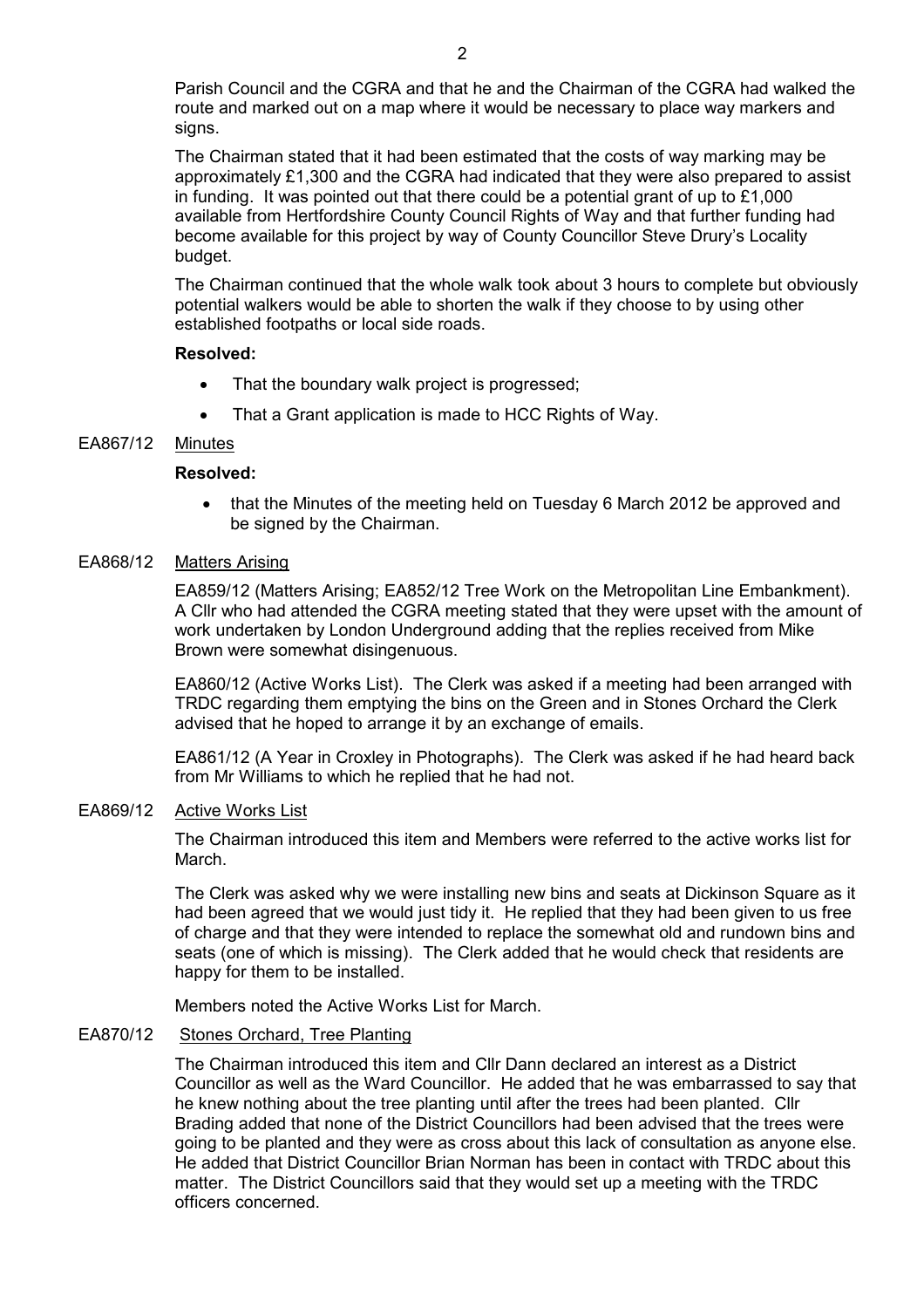Parish Council and the CGRA and that he and the Chairman of the CGRA had walked the route and marked out on a map where it would be necessary to place way markers and signs.

The Chairman stated that it had been estimated that the costs of way marking may be approximately £1,300 and the CGRA had indicated that they were also prepared to assist in funding. It was pointed out that there could be a potential grant of up to £1,000 available from Hertfordshire County Council Rights of Way and that further funding had become available for this project by way of County Councillor Steve Drury's Locality budget.

The Chairman continued that the whole walk took about 3 hours to complete but obviously potential walkers would be able to shorten the walk if they choose to by using other established footpaths or local side roads.

**Resolved:**

- That the boundary walk project is progressed;
- That a Grant application is made to HCC Rights of Way.

EA867/12 Minutes

**Resolved:**

- that the Minutes of the meeting held on Tuesday 6 March 2012 be approved and be signed by the Chairman.

EA868/12 Matters Arising

EA859/12 (Matters Arising; EA852/12 Tree Work on the Metropolitan Line Embankment). A Cllr who had attended the CGRA meeting stated that they were upset with the amount of work undertaken by London Underground adding that the replies received from Mike Brown were somewhat disingenuous.

EA860/12 (Active Works List). The Clerk was asked if a meeting had been arranged with TRDC regarding them emptying the bins on the Green and in Stones Orchard the Clerk advised that he hoped to arrange it by an exchange of emails.

EA861/12 (A Year in Croxley in Photographs). The Clerk was asked if he had heard back from Mr Williams to which he replied that he had not.

EA869/12 Active Works List

The Chairman introduced this item and Members were referred to the active works list for March.

The Clerk was asked why we were installing new bins and seats at Dickinson Square as it had been agreed that we would just tidy it. He replied that they had been given to us free of charge and that they were intended to replace the somewhat old and rundown bins and seats (one of which is missing). The Clerk added that he would check that residents are happy for them to be installed.

Members noted the Active Works List for March.

EA870/12 Stones Orchard, Tree Planting

The Chairman introduced this item and Cllr Dann declared an interest as a District Councillor as well as the Ward Councillor. He added that he was embarrassed to say that he knew nothing about the tree planting until after the trees had been planted. Cllr Brading added that none of the District Councillors had been advised that the trees were going to be planted and they were as cross about this lack of consultation as anyone else. He added that District Councillor Brian Norman has been in contact with TRDC about this matter. The District Councillors said that they would set up a meeting with the TRDC officers concerned.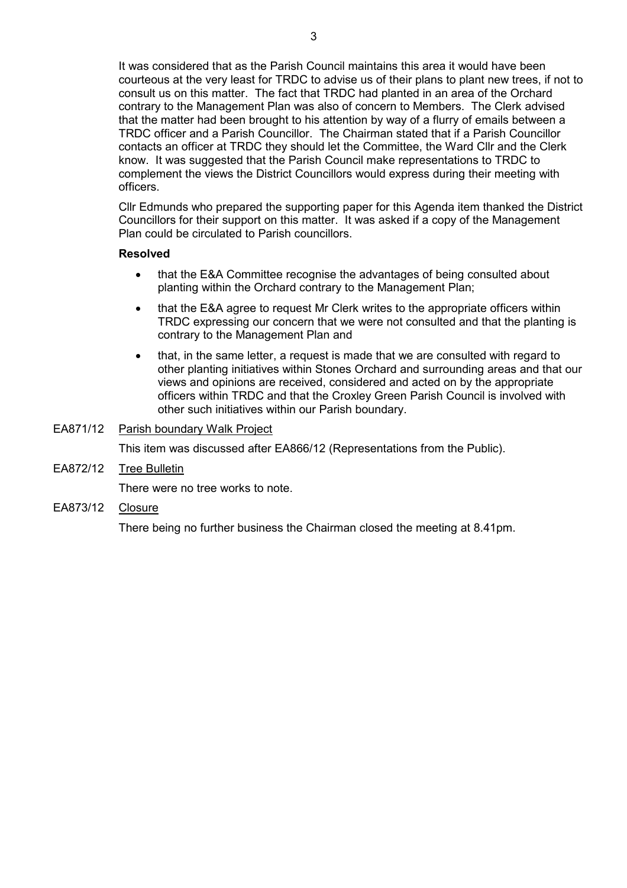It was considered that as the Parish Council maintains this area it would have been courteous at the very least for TRDC to advise us of their plans to plant new trees, if not to consult us on this matter. The fact that TRDC had planted in an area of the Orchard contrary to the Management Plan was also of concern to Members. The Clerk advised that the matter had been brought to his attention by way of a flurry of emails between a TRDC officer and a Parish Councillor. The Chairman stated that if a Parish Councillor contacts an officer at TRDC they should let the Committee, the Ward Cllr and the Clerk know. It was suggested that the Parish Council make representations to TRDC to complement the views the District Councillors would express during their meeting with officers.

Cllr Edmunds who prepared the supporting paper for this Agenda item thanked the District Councillors for their support on this matter. It was asked if a copy of the Management Plan could be circulated to Parish councillors.

**Resolved**

- that the E&A Committee recognise the advantages of being consulted about planting within the Orchard contrary to the Management Plan;
- that the E&A agree to request Mr Clerk writes to the appropriate officers within TRDC expressing our concern that we were not consulted and that the planting is contrary to the Management Plan and
- that, in the same letter, a request is made that we are consulted with regard to other planting initiatives within Stones Orchard and surrounding areas and that our views and opinions are received, considered and acted on by the appropriate officers within TRDC and that the Croxley Green Parish Council is involved with other such initiatives within our Parish boundary.

EA871/12 Parish boundary Walk Project

This item was discussed after EA866/12 (Representations from the Public).

EA872/12 Tree Bulletin

There were no tree works to note.

EA873/12 Closure

There being no further business the Chairman closed the meeting at 8.41pm.